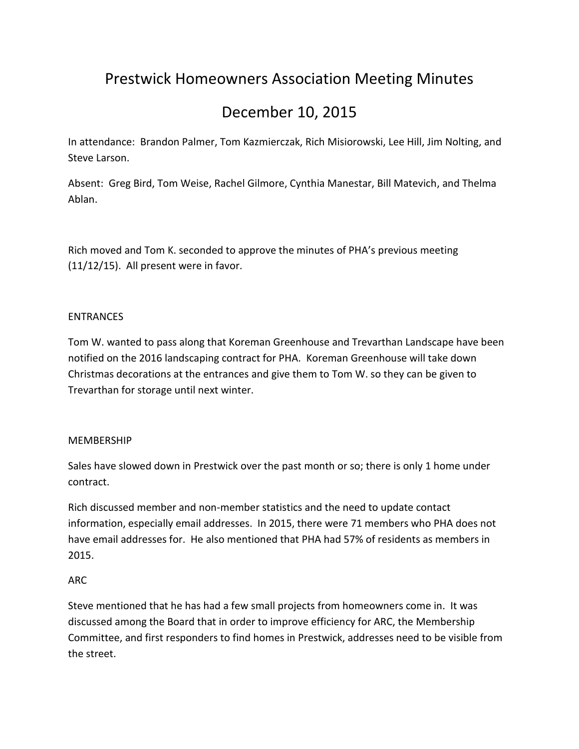# Prestwick Homeowners Association Meeting Minutes

# December 10, 2015

In attendance: Brandon Palmer, Tom Kazmierczak, Rich Misiorowski, Lee Hill, Jim Nolting, and Steve Larson.

Absent: Greg Bird, Tom Weise, Rachel Gilmore, Cynthia Manestar, Bill Matevich, and Thelma Ablan.

Rich moved and Tom K. seconded to approve the minutes of PHA's previous meeting (11/12/15). All present were in favor.

## ENTRANCES

Tom W. wanted to pass along that Koreman Greenhouse and Trevarthan Landscape have been notified on the 2016 landscaping contract for PHA. Koreman Greenhouse will take down Christmas decorations at the entrances and give them to Tom W. so they can be given to Trevarthan for storage until next winter.

## MEMBERSHIP

Sales have slowed down in Prestwick over the past month or so; there is only 1 home under contract.

Rich discussed member and non-member statistics and the need to update contact information, especially email addresses. In 2015, there were 71 members who PHA does not have email addresses for. He also mentioned that PHA had 57% of residents as members in 2015.

## ARC

Steve mentioned that he has had a few small projects from homeowners come in. It was discussed among the Board that in order to improve efficiency for ARC, the Membership Committee, and first responders to find homes in Prestwick, addresses need to be visible from the street.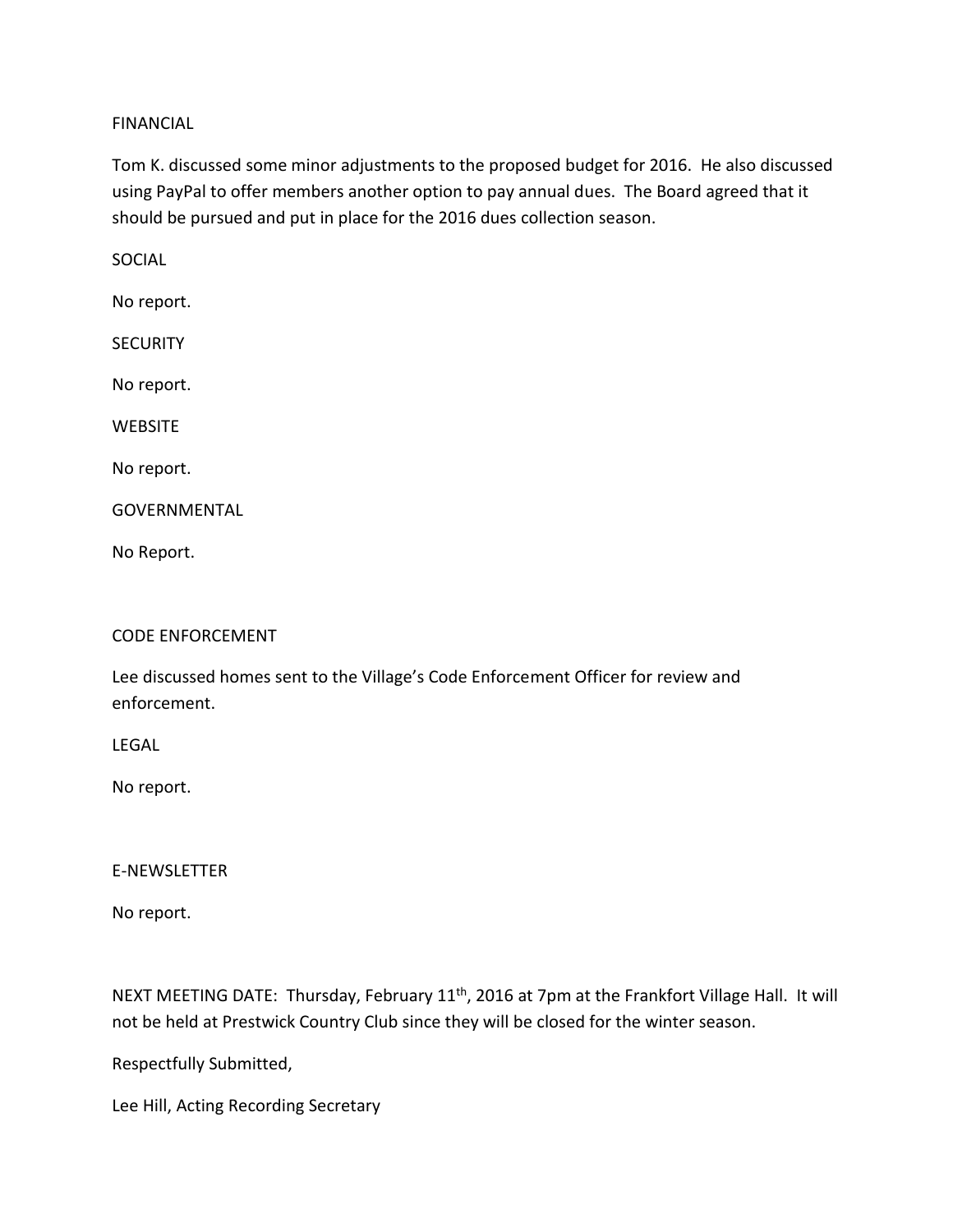FINANCIAL

Tom K. discussed some minor adjustments to the proposed budget for 2016. He also discussed using PayPal to offer members another option to pay annual dues. The Board agreed that it should be pursued and put in place for the 2016 dues collection season.

SOCIAL

No report.

SECURITY

No report.

WEBSITE

No report.

GOVERNMENTAL

No Report.

CODE ENFORCEMENT

Lee discussed homes sent to the Village's Code Enforcement Officer for review and enforcement.

LEGAL

No report.

E-NEWSLETTER

No report.

NEXT MEETING DATE: Thursday, February 11th, 2016 at 7pm at the Frankfort Village Hall. It will not be held at Prestwick Country Club since they will be closed for the winter season.

Respectfully Submitted,

Lee Hill, Acting Recording Secretary